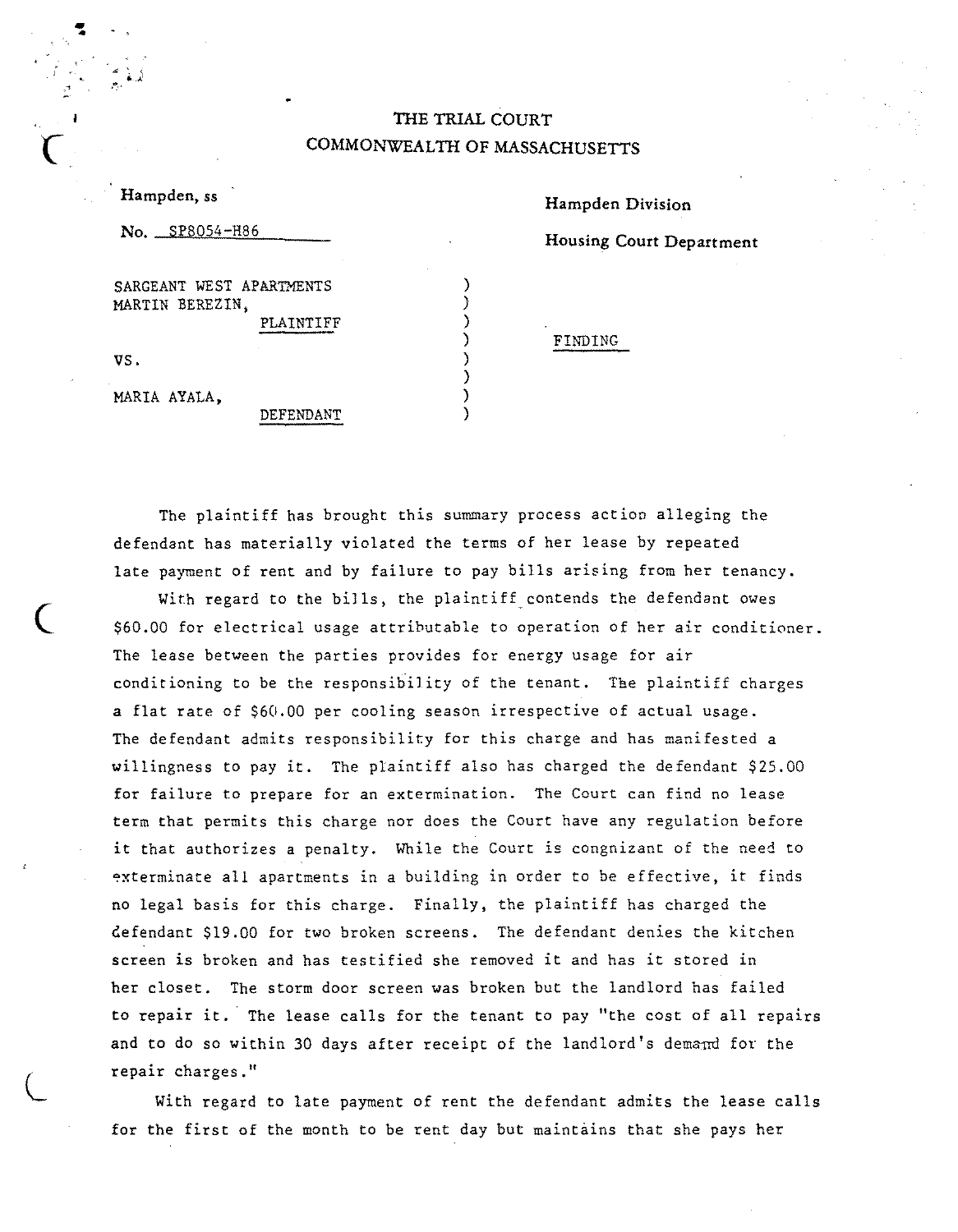THE TRIAL COURT
COMMONWEALTH OF MASSACHUSETTS

Hampden, ss

No. SP8054-H86

Hampden Division

Housing Court Department

SARGEANT WEST APARTMENTS
MARTIN BEREZIN,
PLAINTIFF

VS.

MARIA AYALA,
DEFENDANT

FINDING

The plaintiff has brought this summary process action alleging the defendant has materially violated the terms of her lease by repeated late payment of rent and by failure to pay bills arising from her tenancy.

With regard to the bills, the plaintiff contends the defendant owes $60.00 for electrical usage attributable to operation of her air conditioner. The lease between the parties provides for energy usage for air conditioning to be the responsibility of the tenant. The plaintiff charges a flat rate of $60.00 per cooling season irrespective of actual usage. The defendant admits responsibility for this charge and has manifested a willingness to pay it. The plaintiff also has charged the defendant $25.00 for failure to prepare for an extermination. The Court can find no lease term that permits this charge nor does the Court have any regulation before it that authorizes a penalty. While the Court is cognizant of the need to exterminate all apartments in a building in order to be effective, it finds no legal basis for this charge. Finally, the plaintiff has charged the defendant $19.00 for two broken screens. The defendant denies the kitchen screen is broken and has testified she removed it and has it stored in her closet. The storm door screen was broken but the landlord has failed to repair it. The lease calls for the tenant to pay "the cost of all repairs and to do so within 30 days after receipt of the landlord's demand for the repair charges."

With regard to late payment of rent the defendant admits the lease calls for the first of the month to be rent day but maintains that she pays her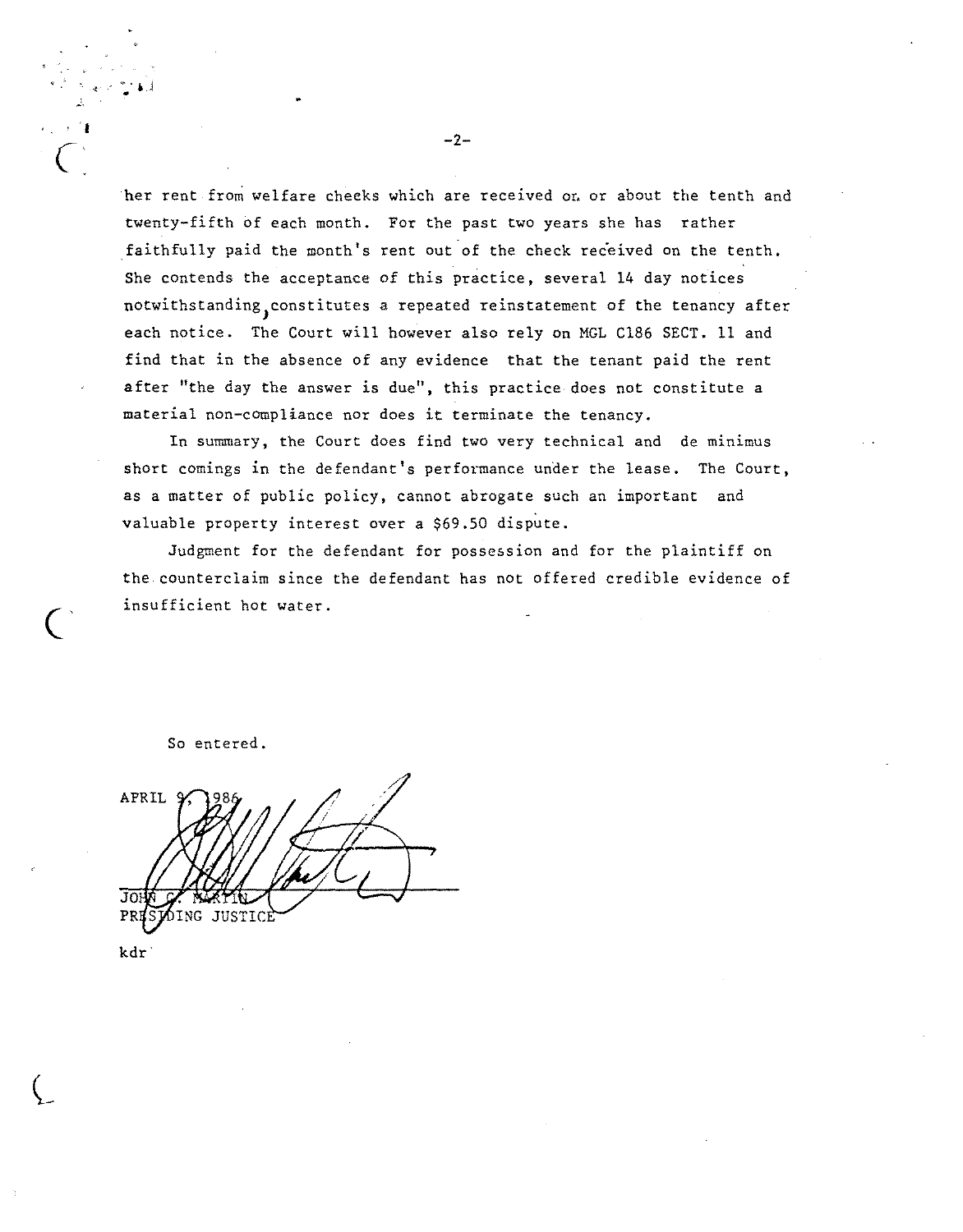her rent from welfare checks which are received on or about the tenth and twenty-fifth of each month. For the past two years she has rather faithfully paid the month's rent out of the check received on the tenth. She contends the acceptance of this practice, several 14 day notices notwithstanding, constitutes a repeated reinstatement of the tenancy after each notice. The Court will however also rely on MGL C186 SECT. 11 and find that in the absence of any evidence that the tenant paid the rent after "the day the answer is due", this practice does not constitute a material non-compliance nor does it terminate the tenancy.

In summary, the Court does find two very technical and de minimus short comings in the defendant's performance under the lease. The Court, as a matter of public policy, cannot abrogate such an important and valuable property interest over a $69.50 dispute.

Judgment for the defendant for possession and for the plaintiff on the counterclaim since the defendant has not offered credible evidence of insufficient hot water.

So entered.

APRIL 9, 1986

JOHN C. MARTIN
PRESIDING JUSTICE

kdr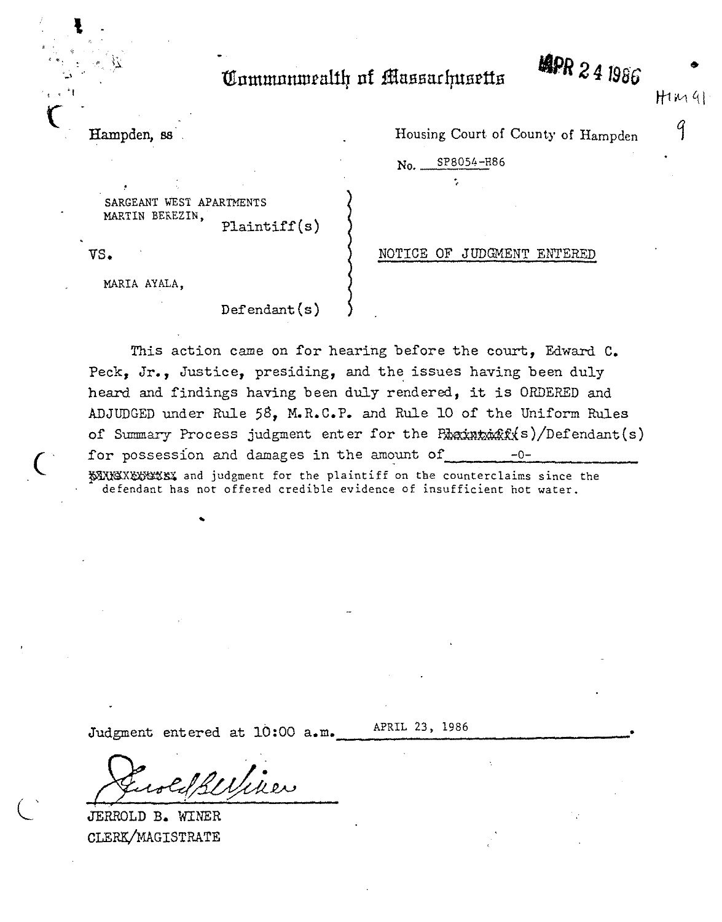# Commonwealth of Massachusetts

APR 24 1986

HM 91

9

Hampden, ss

Housing Court of County of Hampden

No. SP8054-H86

SARGEANT WEST APARTMENTS
MARTIN BEREZIN, Plaintiff(s)

VS.

MARIA AYALA,

Defendant(s)

NOTICE OF JUDGMENT ENTERED

This action came on for hearing before the court, Edward C. Peck, Jr., Justice, presiding, and the issues having been duly heard and findings having been duly rendered, it is ORDERED and ADJUDGED under Rule 58, M.R.C.P. and Rule 10 of the Uniform Rules of Summary Process judgment enter for the ~~Plaintiff~~(s)/Defendant(s) for possession and damages in the amount of -0- ~~XXXXXXXXXX~~ and judgment for the plaintiff on the counterclaims since the defendant has not offered credible evidence of insufficient hot water.

Judgment entered at 10:00 a.m. APRIL 23, 1986.

Jerrold B. Winer

JERROLD B. WINER
CLERK/MAGISTRATE